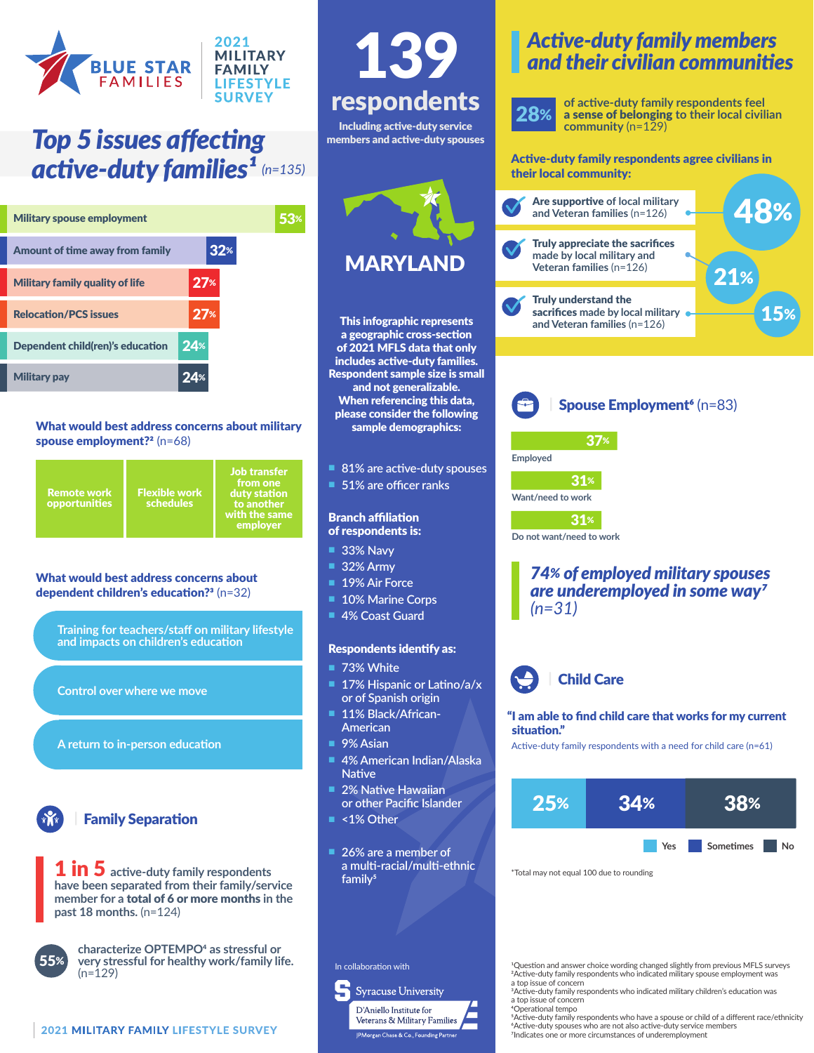BLUE STAR FAMILIES

2021 MILITARY FAMILY LIFESTYLE SURVEY

# Top 5 issues affecting active-duty families[1] (n=135)

Military spouse employment 53%

Amount of time away from family 32%

Military family quality of life 27%

Relocation/PCS issues 27%

Dependent child(ren)'s education 24%

Military pay 24%

**What would best address concerns about military spouse employment?[2]** (n=68)

- Remote work opportunities
- Flexible work schedules
- Job transfer from one duty station to another with the same employer

**What would best address concerns about dependent children's education?[3]** (n=32)

- Training for teachers/staff on military lifestyle and impacts on children's education
- Control over where we move
- A return to in-person education

## Family Separation

**1 in 5** active-duty family respondents have been separated from their family/service member for a **total of 6 or more months** in the past 18 months. (n=124)

**55%** characterize OPTEMPO[4] as stressful or very stressful for healthy work/family life. (n=129)

# 139 respondents

Including active-duty service members and active-duty spouses

## MARYLAND

**This infographic represents a geographic cross-section of 2021 MFLS data that only includes active-duty families. Respondent sample size is small and not generalizable. When referencing this data, please consider the following sample demographics:**

- 81% are active-duty spouses
- 51% are officer ranks

**Branch affiliation of respondents is:**

- 33% Navy
- 32% Army
- 19% Air Force
- 10% Marine Corps
- 4% Coast Guard

**Respondents identify as:**

- 73% White
- 17% Hispanic or Latino/a/x or of Spanish origin
- 11% Black/African-American
- 9% Asian
- 4% American Indian/Alaska Native
- 2% Native Hawaiian or other Pacific Islander
- <1% Other

- 26% are a member of a multi-racial/multi-ethnic family[5]

In collaboration with

Syracuse University
D'Aniello Institute for Veterans & Military Families
JPMorgan Chase & Co., Founding Partner

## Active-duty family members and their civilian communities

**28%** of active-duty family respondents feel **a sense of belonging** to their local civilian community (n=129)

**Active-duty family respondents agree civilians in their local community:**

- **Are supportive** of local military and Veteran families (n=126) — 48%
- **Truly appreciate the sacrifices** made by local military and Veteran families (n=126) — 21%
- **Truly understand the sacrifices** made by local military and Veteran families (n=126) — 15%

## Spouse Employment[6] (n=83)

37% Employed

31% Want/need to work

31% Do not want/need to work

***74% of employed military spouses are underemployed in some way[7]*** *(n=31)*

## Child Care

**"I am able to find child care that works for my current situation."**

Active-duty family respondents with a need for child care (n=61)

25% 34% 38%

Yes Sometimes No

*Total may not equal 100 due to rounding

[1]Question and answer choice wording changed slightly from previous MFLS surveys
[2]Active-duty family respondents who indicated military spouse employment was a top issue of concern
[3]Active-duty family respondents who indicated military children's education was a top issue of concern
[4]Operational tempo
[5]Active-duty family respondents who have a spouse or child of a different race/ethnicity
[6]Active-duty spouses who are not also active-duty service members
[7]Indicates one or more circumstances of underemployment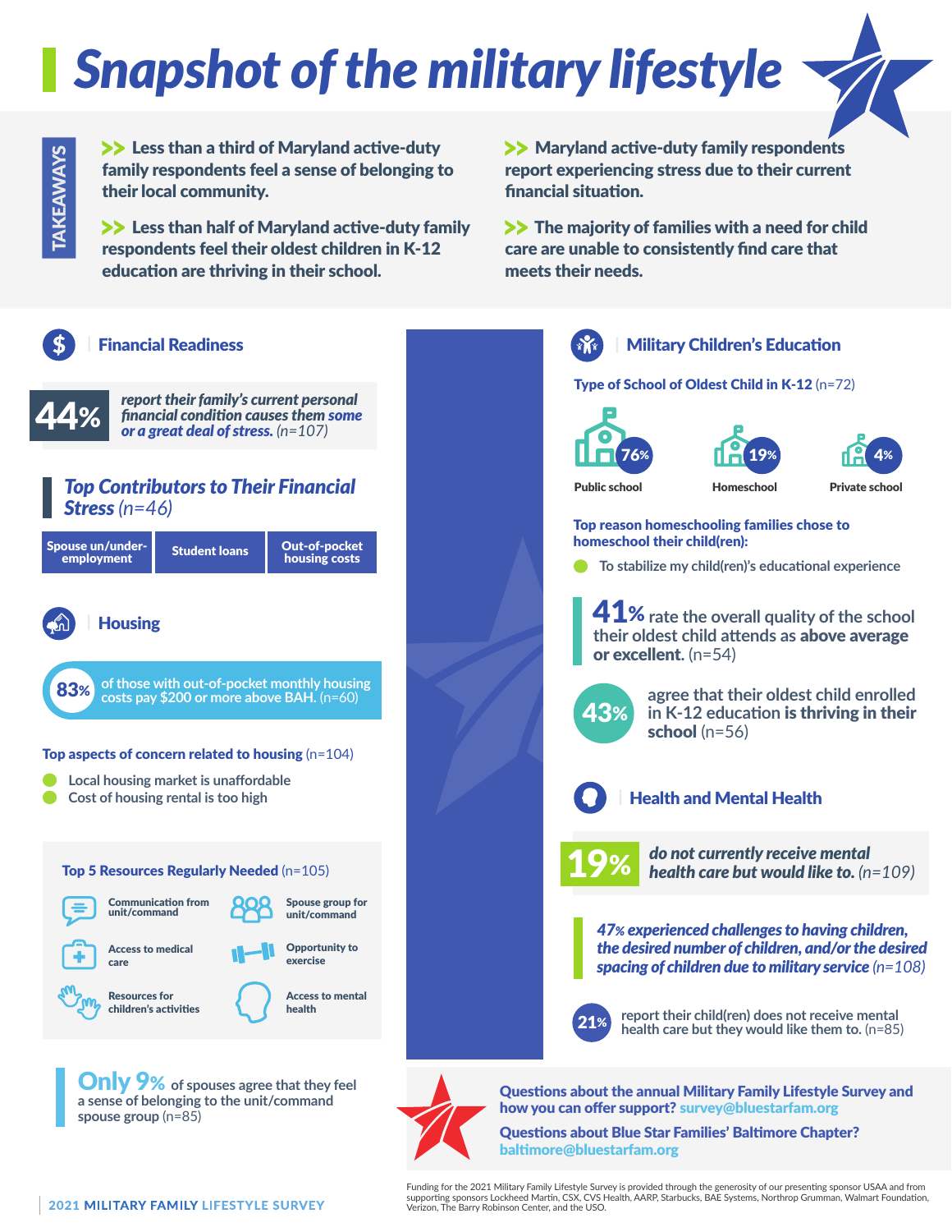# Snapshot of the military lifestyle

## TAKEAWAYS

- >> Less than a third of Maryland active-duty family respondents feel a sense of belonging to their local community.
- >> Less than half of Maryland active-duty family respondents feel their oldest children in K-12 education are thriving in their school.
- >> Maryland active-duty family respondents report experiencing stress due to their current financial situation.
- >> The majority of families with a need for child care are unable to consistently find care that meets their needs.

## Financial Readiness

**44%** *report their family's current personal financial condition causes them* ***some or a great deal of stress.*** *(n=107)*

### Top Contributors to Their Financial Stress (n=46)

- Spouse un/under-employment
- Student loans
- Out-of-pocket housing costs

## Housing

**83%** of those with out-of-pocket monthly housing costs pay $200 or more above BAH. (n=60)

**Top aspects of concern related to housing** (n=104)

- Local housing market is unaffordable
- Cost of housing rental is too high

**Top 5 Resources Regularly Needed** (n=105)

- Communication from unit/command
- Spouse group for unit/command
- Access to medical care
- Opportunity to exercise
- Resources for children's activities
- Access to mental health

**Only 9%** of spouses agree that they feel a sense of belonging to the unit/command spouse group (n=85)

## Military Children's Education

**Type of School of Oldest Child in K-12** (n=72)

- 76% Public school
- 19% Homeschool
- 4% Private school

**Top reason homeschooling families chose to homeschool their child(ren):**

- To stabilize my child(ren)'s educational experience

**41%** rate the overall quality of the school their oldest child attends as **above average or excellent.** (n=54)

**43%** agree that their oldest child enrolled in K-12 education **is thriving in their school** (n=56)

## Health and Mental Health

**19%** *do not currently receive mental health care but would like to.* (n=109)

*47% experienced challenges to having children, the desired number of children, and/or the desired spacing of children due to military service (n=108)*

**21%** report their child(ren) does not receive mental health care but they would like them to. (n=85)

**Questions about the annual Military Family Lifestyle Survey and how you can offer support?** survey@bluestarfam.org

**Questions about Blue Star Families' Baltimore Chapter?** baltimore@bluestarfam.org

Funding for the 2021 Military Family Lifestyle Survey is provided through the generosity of our presenting sponsor USAA and from supporting sponsors Lockheed Martin, CSX, CVS Health, AARP, Starbucks, BAE Systems, Northrop Grumman, Walmart Foundation, Verizon, The Barry Robinson Center, and the USO.

2021 MILITARY FAMILY LIFESTYLE SURVEY